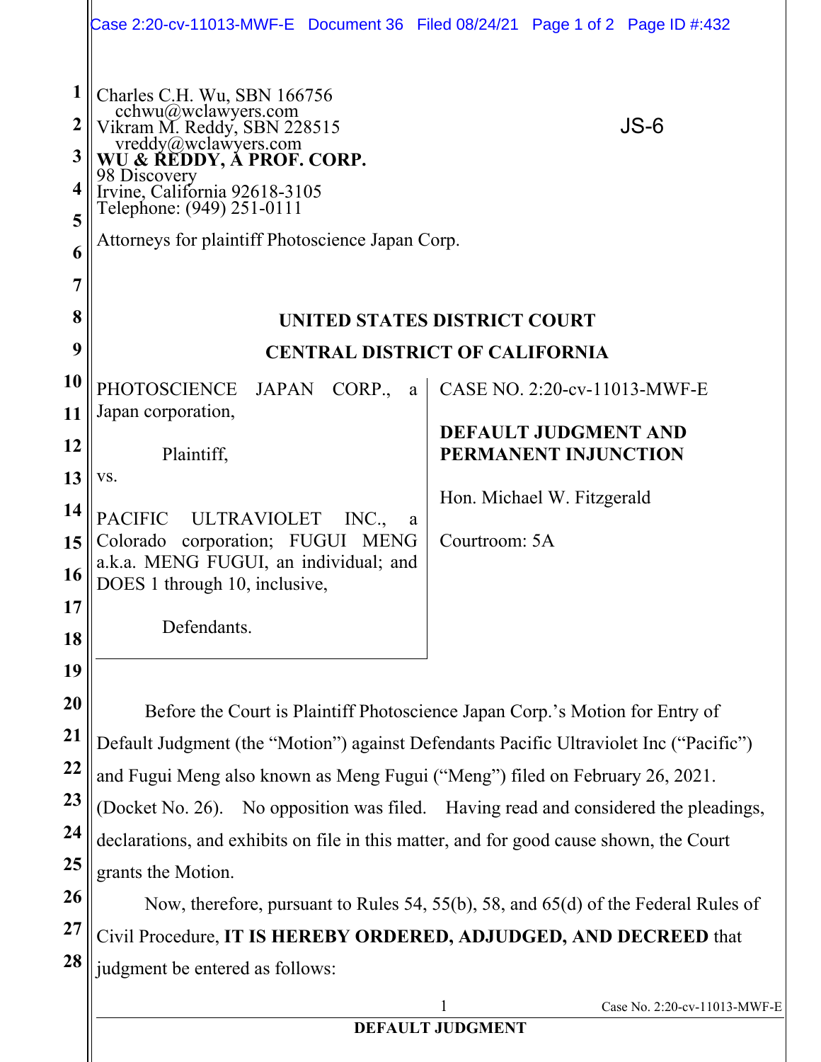Charles C.H. Wu, SBN 166756
cchwu@wclawyers.com
Vikram M. Reddy, SBN 228515
vreddy@wclawyers.com
**WU & REDDY, A PROF. CORP.**
98 Discovery
Irvine, California 92618-3105
Telephone: (949) 251-0111

JS-6

Attorneys for plaintiff Photoscience Japan Corp.

**UNITED STATES DISTRICT COURT**

**CENTRAL DISTRICT OF CALIFORNIA**

| | |
|---|---|
| PHOTOSCIENCE JAPAN CORP., a Japan corporation,<br><br>Plaintiff,<br><br>vs.<br><br>PACIFIC ULTRAVIOLET INC., a Colorado corporation; FUGUI MENG a.k.a. MENG FUGUI, an individual; and DOES 1 through 10, inclusive,<br><br>Defendants. | CASE NO. 2:20-cv-11013-MWF-E<br><br>**DEFAULT JUDGMENT AND PERMANENT INJUNCTION**<br><br>Hon. Michael W. Fitzgerald<br><br>Courtroom: 5A |

Before the Court is Plaintiff Photoscience Japan Corp.'s Motion for Entry of Default Judgment (the "Motion") against Defendants Pacific Ultraviolet Inc ("Pacific") and Fugui Meng also known as Meng Fugui ("Meng") filed on February 26, 2021. (Docket No. 26). No opposition was filed. Having read and considered the pleadings, declarations, and exhibits on file in this matter, and for good cause shown, the Court grants the Motion.

Now, therefore, pursuant to Rules 54, 55(b), 58, and 65(d) of the Federal Rules of Civil Procedure, **IT IS HEREBY ORDERED, ADJUDGED, AND DECREED** that judgment be entered as follows: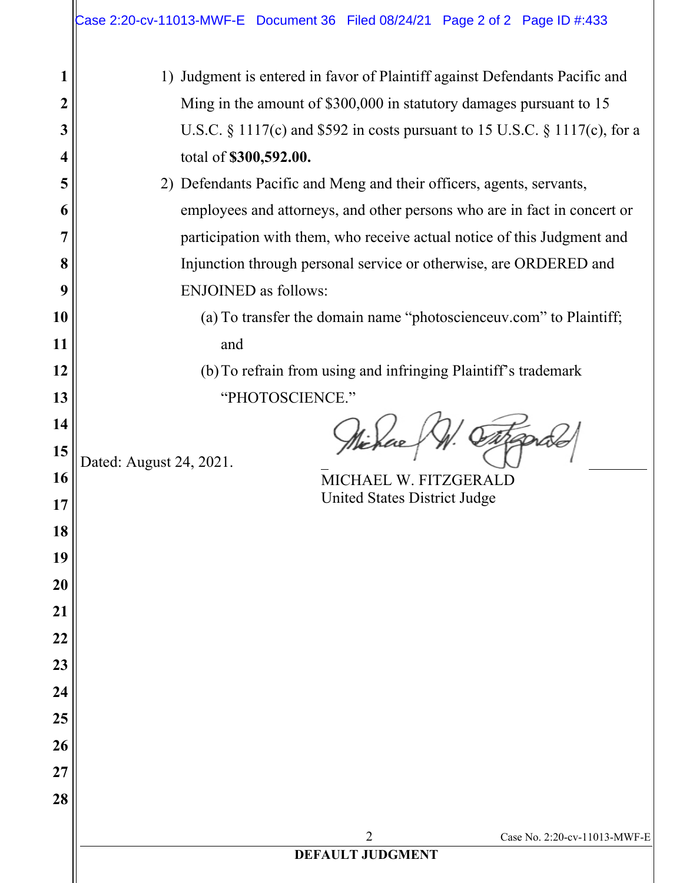1) Judgment is entered in favor of Plaintiff against Defendants Pacific and Ming in the amount of $300,000 in statutory damages pursuant to 15 U.S.C. § 1117(c) and $592 in costs pursuant to 15 U.S.C. § 1117(c), for a total of **$300,592.00.**

2) Defendants Pacific and Meng and their officers, agents, servants, employees and attorneys, and other persons who are in fact in concert or participation with them, who receive actual notice of this Judgment and Injunction through personal service or otherwise, are ORDERED and ENJOINED as follows:

   (a) To transfer the domain name "photoscienceuv.com" to Plaintiff; and

   (b) To refrain from using and infringing Plaintiff's trademark "PHOTOSCIENCE."

Dated: August 24, 2021.

MICHAEL W. FITZGERALD
United States District Judge

DEFAULT JUDGMENT